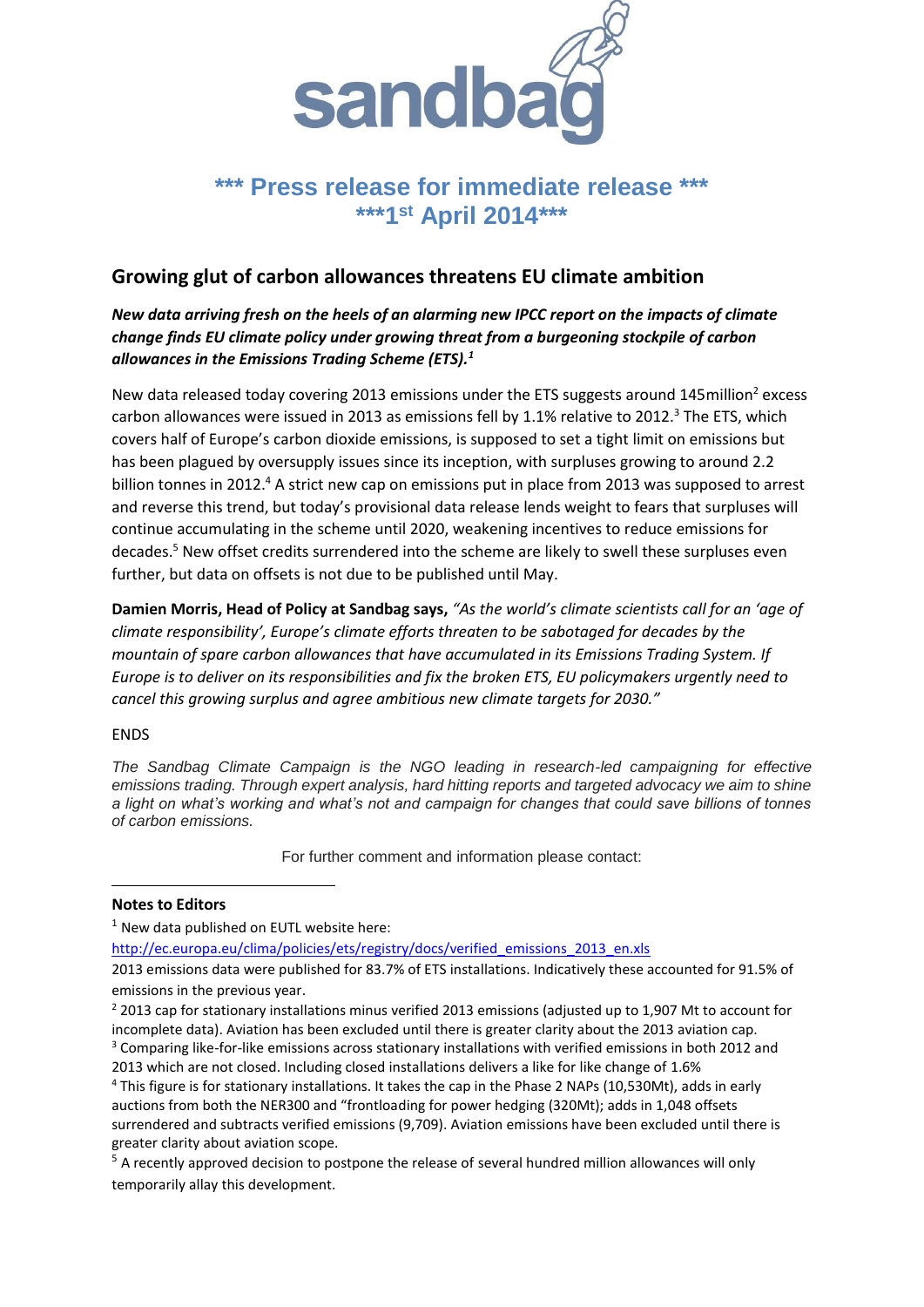sandbag

# *** Press release for immediate release ***
# ***1st April 2014***

## Growing glut of carbon allowances threatens EU climate ambition

***New data arriving fresh on the heels of an alarming new IPCC report on the impacts of climate change finds EU climate policy under growing threat from a burgeoning stockpile of carbon allowances in the Emissions Trading Scheme (ETS).[1]***

New data released today covering 2013 emissions under the ETS suggests around 145million[2] excess carbon allowances were issued in 2013 as emissions fell by 1.1% relative to 2012.[3] The ETS, which covers half of Europe's carbon dioxide emissions, is supposed to set a tight limit on emissions but has been plagued by oversupply issues since its inception, with surpluses growing to around 2.2 billion tonnes in 2012.[4] A strict new cap on emissions put in place from 2013 was supposed to arrest and reverse this trend, but today's provisional data release lends weight to fears that surpluses will continue accumulating in the scheme until 2020, weakening incentives to reduce emissions for decades.[5] New offset credits surrendered into the scheme are likely to swell these surpluses even further, but data on offsets is not due to be published until May.

**Damien Morris, Head of Policy at Sandbag says,** *"As the world's climate scientists call for an 'age of climate responsibility', Europe's climate efforts threaten to be sabotaged for decades by the mountain of spare carbon allowances that have accumulated in its Emissions Trading System. If Europe is to deliver on its responsibilities and fix the broken ETS, EU policymakers urgently need to cancel this growing surplus and agree ambitious new climate targets for 2030."*

ENDS

*The Sandbag Climate Campaign is the NGO leading in research-led campaigning for effective emissions trading. Through expert analysis, hard hitting reports and targeted advocacy we aim to shine a light on what's working and what's not and campaign for changes that could save billions of tonnes of carbon emissions.*

For further comment and information please contact:

**Notes to Editors**

[1] New data published on EUTL website here: http://ec.europa.eu/clima/policies/ets/registry/docs/verified_emissions_2013_en.xls
2013 emissions data were published for 83.7% of ETS installations. Indicatively these accounted for 91.5% of emissions in the previous year.

[2] 2013 cap for stationary installations minus verified 2013 emissions (adjusted up to 1,907 Mt to account for incomplete data). Aviation has been excluded until there is greater clarity about the 2013 aviation cap.

[3] Comparing like-for-like emissions across stationary installations with verified emissions in both 2012 and 2013 which are not closed. Including closed installations delivers a like for like change of 1.6%

[4] This figure is for stationary installations. It takes the cap in the Phase 2 NAPs (10,530Mt), adds in early auctions from both the NER300 and "frontloading for power hedging (320Mt); adds in 1,048 offsets surrendered and subtracts verified emissions (9,709). Aviation emissions have been excluded until there is greater clarity about aviation scope.

[5] A recently approved decision to postpone the release of several hundred million allowances will only temporarily allay this development.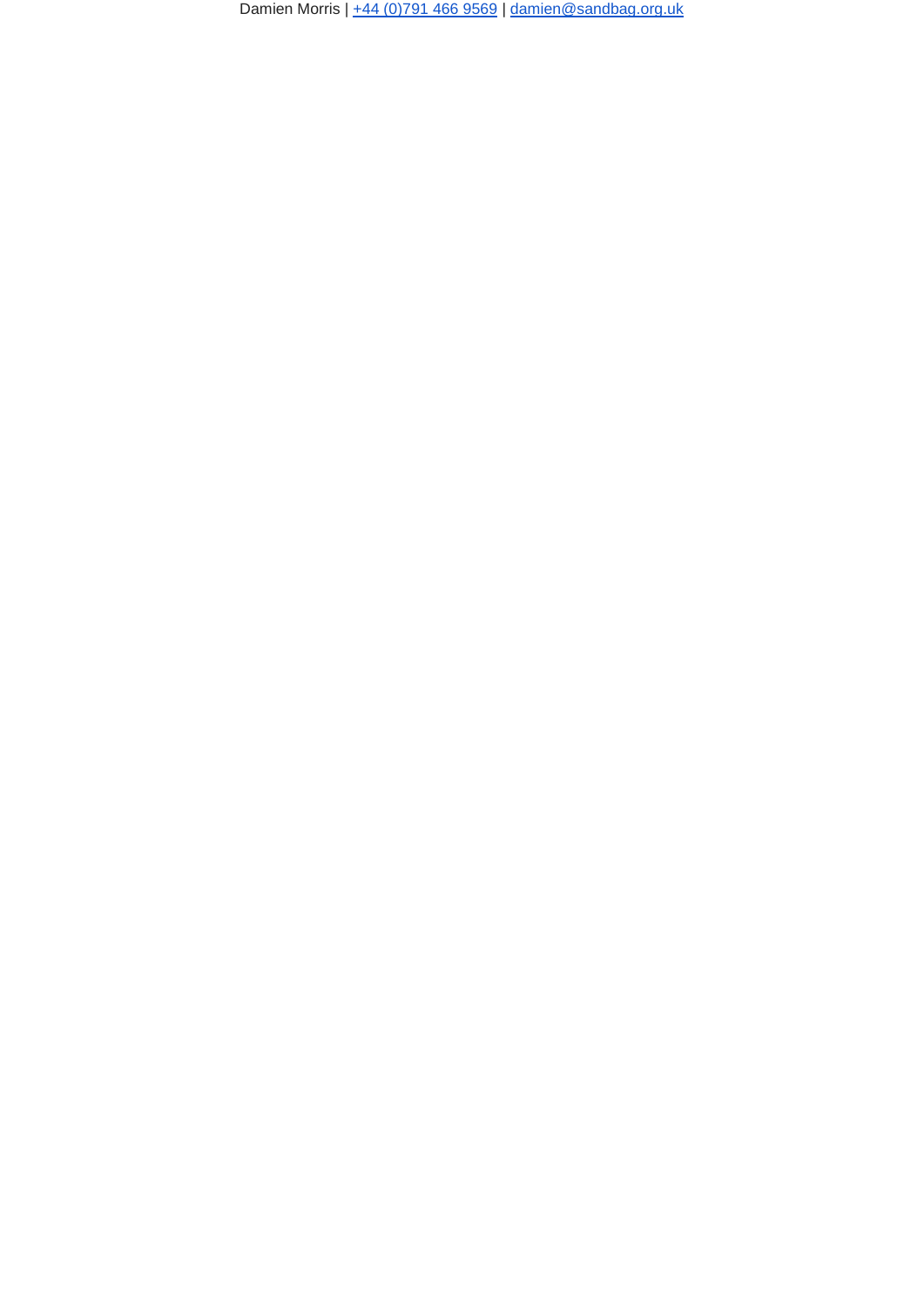Damien Morris | [+44 (0)791 466 9569](tel:+447914669569) | [damien@sandbag.org.uk](mailto:damien@sandbag.org.uk)